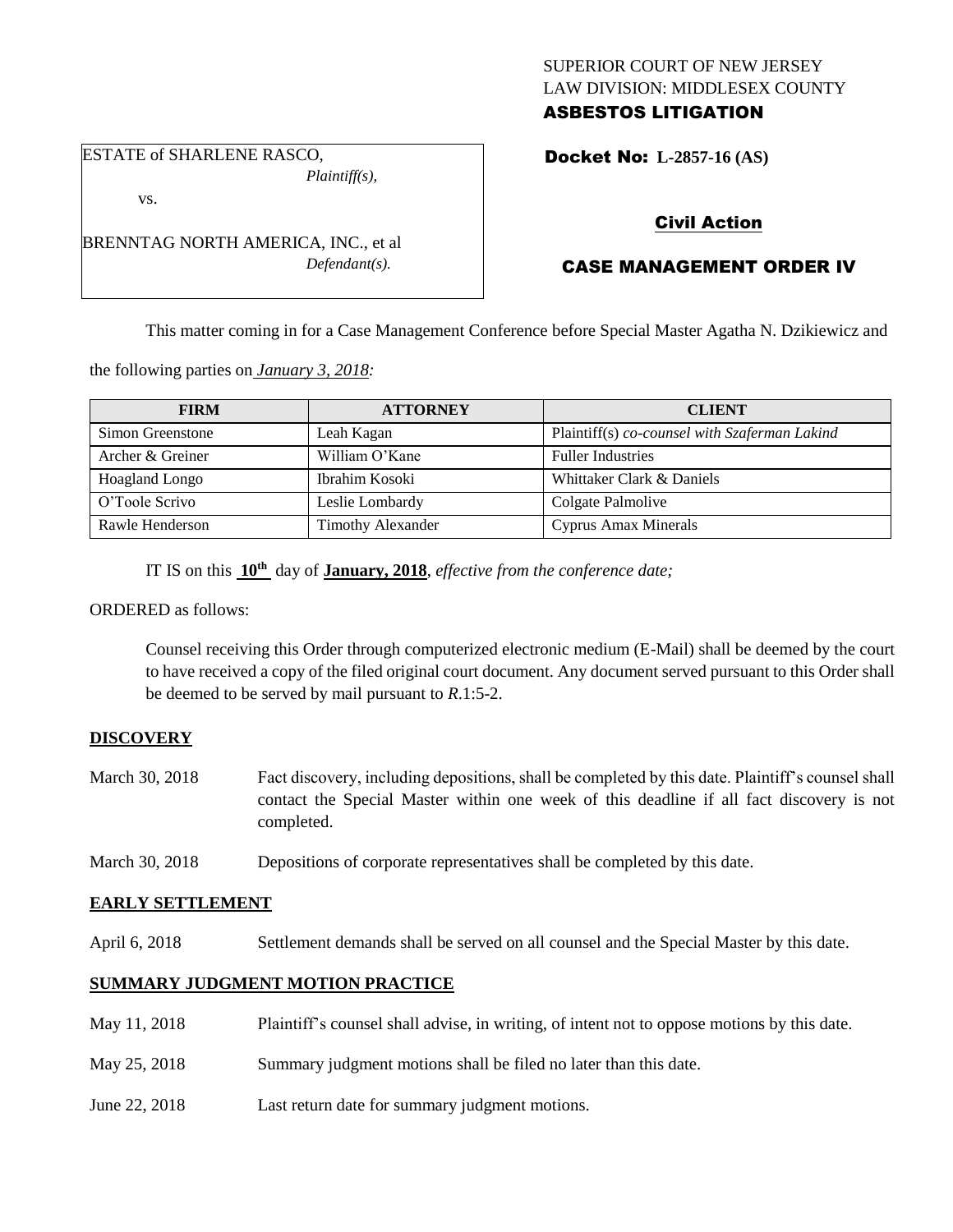SUPERIOR COURT OF NEW JERSEY
LAW DIVISION: MIDDLESEX COUNTY
**ASBESTOS LITIGATION**

ESTATE of SHARLENE RASCO,
*Plaintiff(s),*

vs.

BRENNTAG NORTH AMERICA, INC., et al
*Defendant(s).*

**Docket No: L-2857-16 (AS)**

## Civil Action

## CASE MANAGEMENT ORDER IV

This matter coming in for a Case Management Conference before Special Master Agatha N. Dzikiewicz and the following parties on *January 3, 2018:*

| FIRM | ATTORNEY | CLIENT |
|---|---|---|
| Simon Greenstone | Leah Kagan | Plaintiff(s) *co-counsel with Szaferman Lakind* |
| Archer & Greiner | William O'Kane | Fuller Industries |
| Hoagland Longo | Ibrahim Kosoki | Whittaker Clark & Daniels |
| O'Toole Scrivo | Leslie Lombardy | Colgate Palmolive |
| Rawle Henderson | Timothy Alexander | Cyprus Amax Minerals |

IT IS on this **10th** day of **January, 2018**, *effective from the conference date;*

ORDERED as follows:

Counsel receiving this Order through computerized electronic medium (E-Mail) shall be deemed by the court to have received a copy of the filed original court document. Any document served pursuant to this Order shall be deemed to be served by mail pursuant to *R*.1:5-2.

### DISCOVERY

March 30, 2018 Fact discovery, including depositions, shall be completed by this date. Plaintiff's counsel shall contact the Special Master within one week of this deadline if all fact discovery is not completed.

March 30, 2018 Depositions of corporate representatives shall be completed by this date.

### EARLY SETTLEMENT

April 6, 2018 Settlement demands shall be served on all counsel and the Special Master by this date.

### SUMMARY JUDGMENT MOTION PRACTICE

May 11, 2018 Plaintiff's counsel shall advise, in writing, of intent not to oppose motions by this date.

May 25, 2018 Summary judgment motions shall be filed no later than this date.

June 22, 2018 Last return date for summary judgment motions.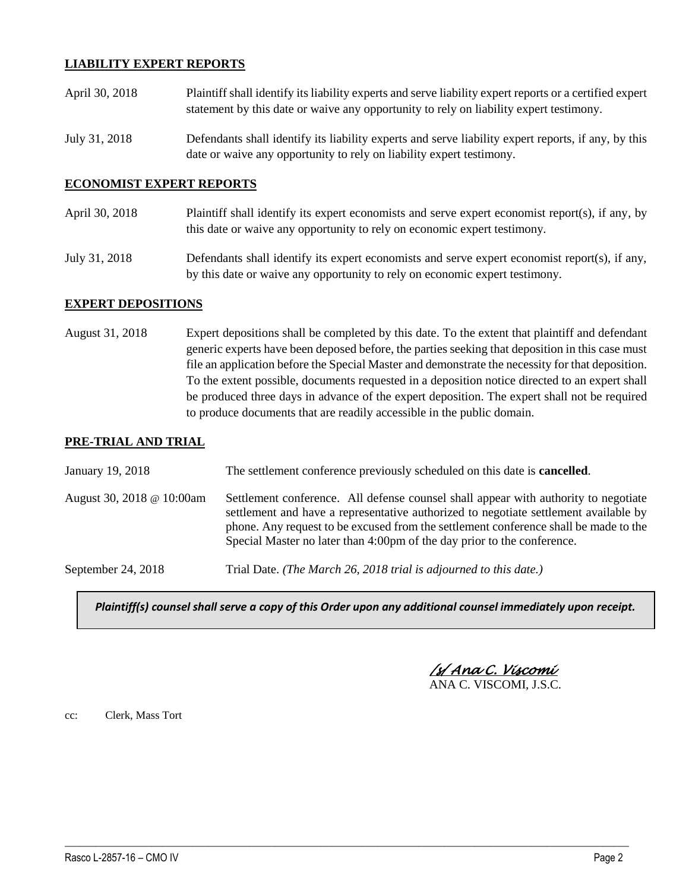**LIABILITY EXPERT REPORTS**

| | |
|---|---|
| April 30, 2018 | Plaintiff shall identify its liability experts and serve liability expert reports or a certified expert statement by this date or waive any opportunity to rely on liability expert testimony. |
| July 31, 2018 | Defendants shall identify its liability experts and serve liability expert reports, if any, by this date or waive any opportunity to rely on liability expert testimony. |

**ECONOMIST EXPERT REPORTS**

| | |
|---|---|
| April 30, 2018 | Plaintiff shall identify its expert economists and serve expert economist report(s), if any, by this date or waive any opportunity to rely on economic expert testimony. |
| July 31, 2018 | Defendants shall identify its expert economists and serve expert economist report(s), if any, by this date or waive any opportunity to rely on economic expert testimony. |

**EXPERT DEPOSITIONS**

| | |
|---|---|
| August 31, 2018 | Expert depositions shall be completed by this date. To the extent that plaintiff and defendant generic experts have been deposed before, the parties seeking that deposition in this case must file an application before the Special Master and demonstrate the necessity for that deposition. To the extent possible, documents requested in a deposition notice directed to an expert shall be produced three days in advance of the expert deposition. The expert shall not be required to produce documents that are readily accessible in the public domain. |

**PRE-TRIAL AND TRIAL**

| | |
|---|---|
| January 19, 2018 | The settlement conference previously scheduled on this date is **cancelled**. |
| August 30, 2018 @ 10:00am | Settlement conference. All defense counsel shall appear with authority to negotiate settlement and have a representative authorized to negotiate settlement available by phone. Any request to be excused from the settlement conference shall be made to the Special Master no later than 4:00pm of the day prior to the conference. |
| September 24, 2018 | Trial Date. *(The March 26, 2018 trial is adjourned to this date.)* |

***Plaintiff(s) counsel shall serve a copy of this Order upon any additional counsel immediately upon receipt.***

*/s/ Ana C. Viscomi*
ANA C. VISCOMI, J.S.C.

cc: Clerk, Mass Tort

Rasco L-2857-16 – CMO IV